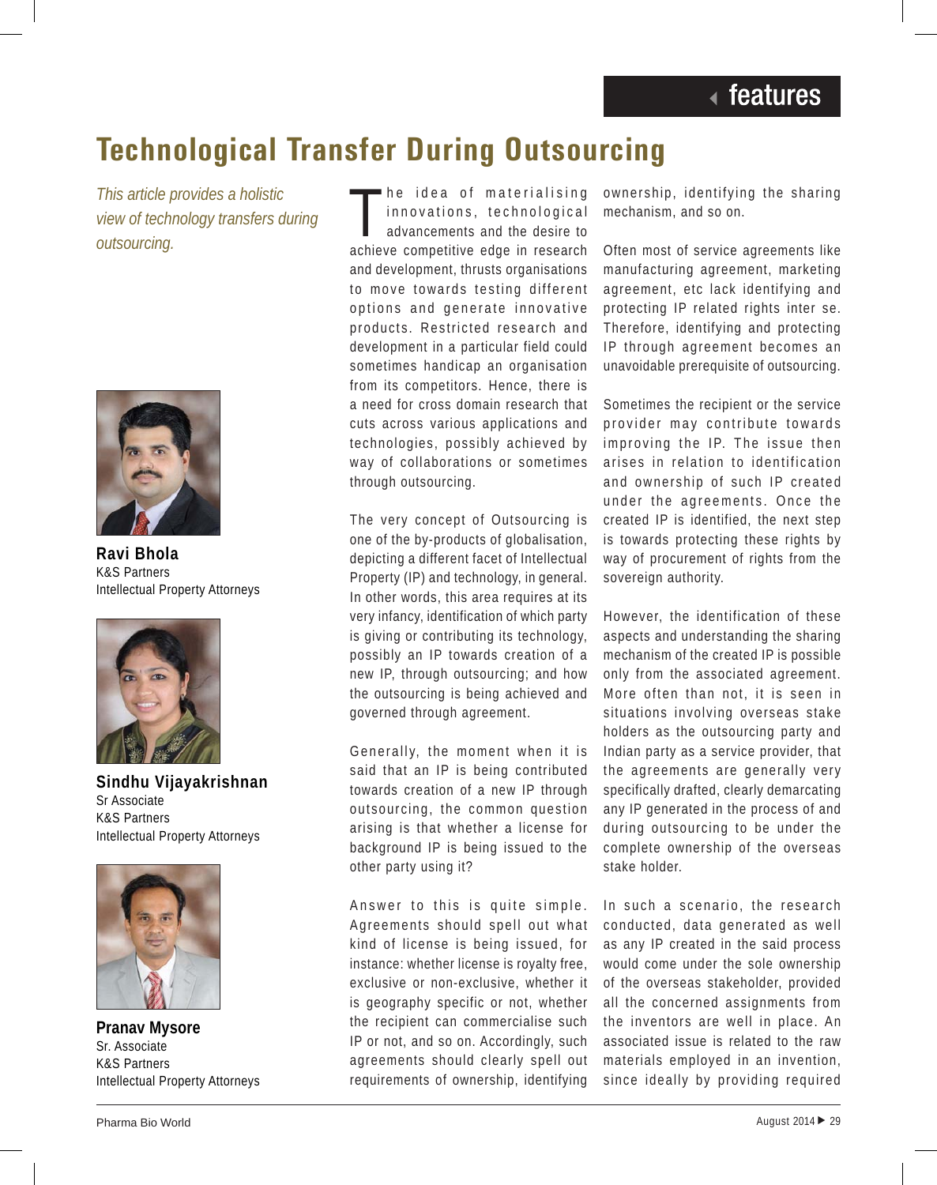features

# Technological Transfer During Outsourcing

*This article provides a holistic view of technology transfers during outsourcing.*

**Ravi Bhola**
K&S Partners
Intellectual Property Attorneys

**Sindhu Vijayakrishnan**
Sr Associate
K&S Partners
Intellectual Property Attorneys

**Pranav Mysore**
Sr. Associate
K&S Partners
Intellectual Property Attorneys

The idea of materialising innovations, technological advancements and the desire to achieve competitive edge in research and development, thrusts organisations to move towards testing different options and generate innovative products. Restricted research and development in a particular field could sometimes handicap an organisation from its competitors. Hence, there is a need for cross domain research that cuts across various applications and technologies, possibly achieved by way of collaborations or sometimes through outsourcing.

The very concept of Outsourcing is one of the by-products of globalisation, depicting a different facet of Intellectual Property (IP) and technology, in general. In other words, this area requires at its very infancy, identification of which party is giving or contributing its technology, possibly an IP towards creation of a new IP, through outsourcing; and how the outsourcing is being achieved and governed through agreement.

Generally, the moment when it is said that an IP is being contributed towards creation of a new IP through outsourcing, the common question arising is that whether a license for background IP is being issued to the other party using it?

Answer to this is quite simple. Agreements should spell out what kind of license is being issued, for instance: whether license is royalty free, exclusive or non-exclusive, whether it is geography specific or not, whether the recipient can commercialise such IP or not, and so on. Accordingly, such agreements should clearly spell out requirements of ownership, identifying ownership, identifying the sharing mechanism, and so on.

Often most of service agreements like manufacturing agreement, marketing agreement, etc lack identifying and protecting IP related rights inter se. Therefore, identifying and protecting IP through agreement becomes an unavoidable prerequisite of outsourcing.

Sometimes the recipient or the service provider may contribute towards improving the IP. The issue then arises in relation to identification and ownership of such IP created under the agreements. Once the created IP is identified, the next step is towards protecting these rights by way of procurement of rights from the sovereign authority.

However, the identification of these aspects and understanding the sharing mechanism of the created IP is possible only from the associated agreement. More often than not, it is seen in situations involving overseas stake holders as the outsourcing party and Indian party as a service provider, that the agreements are generally very specifically drafted, clearly demarcating any IP generated in the process of and during outsourcing to be under the complete ownership of the overseas stake holder.

In such a scenario, the research conducted, data generated as well as any IP created in the said process would come under the sole ownership of the overseas stakeholder, provided all the concerned assignments from the inventors are well in place. An associated issue is related to the raw materials employed in an invention, since ideally by providing required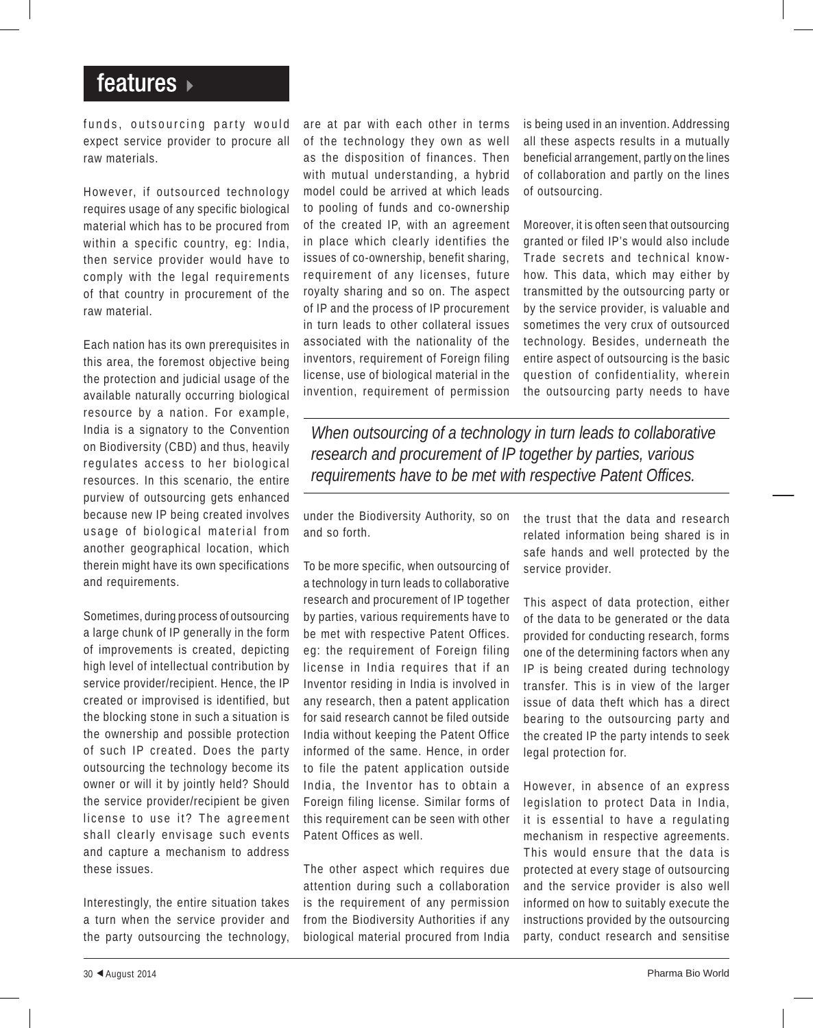funds, outsourcing party would expect service provider to procure all raw materials.

However, if outsourced technology requires usage of any specific biological material which has to be procured from within a specific country, eg: India, then service provider would have to comply with the legal requirements of that country in procurement of the raw material.

Each nation has its own prerequisites in this area, the foremost objective being the protection and judicial usage of the available naturally occurring biological resource by a nation. For example, India is a signatory to the Convention on Biodiversity (CBD) and thus, heavily regulates access to her biological resources. In this scenario, the entire purview of outsourcing gets enhanced because new IP being created involves usage of biological material from another geographical location, which therein might have its own specifications and requirements.

Sometimes, during process of outsourcing a large chunk of IP generally in the form of improvements is created, depicting high level of intellectual contribution by service provider/recipient. Hence, the IP created or improvised is identified, but the blocking stone in such a situation is the ownership and possible protection of such IP created. Does the party outsourcing the technology become its owner or will it by jointly held? Should the service provider/recipient be given license to use it? The agreement shall clearly envisage such events and capture a mechanism to address these issues.

Interestingly, the entire situation takes a turn when the service provider and the party outsourcing the technology, are at par with each other in terms of the technology they own as well as the disposition of finances. Then with mutual understanding, a hybrid model could be arrived at which leads to pooling of funds and co-ownership of the created IP, with an agreement in place which clearly identifies the issues of co-ownership, benefit sharing, requirement of any licenses, future royalty sharing and so on. The aspect of IP and the process of IP procurement in turn leads to other collateral issues associated with the nationality of the inventors, requirement of Foreign filing license, use of biological material in the invention, requirement of permission under the Biodiversity Authority, so on and so forth.

> *When outsourcing of a technology in turn leads to collaborative research and procurement of IP together by parties, various requirements have to be met with respective Patent Offices.*

To be more specific, when outsourcing of a technology in turn leads to collaborative research and procurement of IP together by parties, various requirements have to be met with respective Patent Offices. eg: the requirement of Foreign filing license in India requires that if an Inventor residing in India is involved in any research, then a patent application for said research cannot be filed outside India without keeping the Patent Office informed of the same. Hence, in order to file the patent application outside India, the Inventor has to obtain a Foreign filing license. Similar forms of this requirement can be seen with other Patent Offices as well.

The other aspect which requires due attention during such a collaboration is the requirement of any permission from the Biodiversity Authorities if any biological material procured from India is being used in an invention. Addressing all these aspects results in a mutually beneficial arrangement, partly on the lines of collaboration and partly on the lines of outsourcing.

Moreover, it is often seen that outsourcing granted or filed IP's would also include Trade secrets and technical know-how. This data, which may either by transmitted by the outsourcing party or by the service provider, is valuable and sometimes the very crux of outsourced technology. Besides, underneath the entire aspect of outsourcing is the basic question of confidentiality, wherein the outsourcing party needs to have the trust that the data and research related information being shared is in safe hands and well protected by the service provider.

This aspect of data protection, either of the data to be generated or the data provided for conducting research, forms one of the determining factors when any IP is being created during technology transfer. This is in view of the larger issue of data theft which has a direct bearing to the outsourcing party and the created IP the party intends to seek legal protection for.

However, in absence of an express legislation to protect Data in India, it is essential to have a regulating mechanism in respective agreements. This would ensure that the data is protected at every stage of outsourcing and the service provider is also well informed on how to suitably execute the instructions provided by the outsourcing party, conduct research and sensitise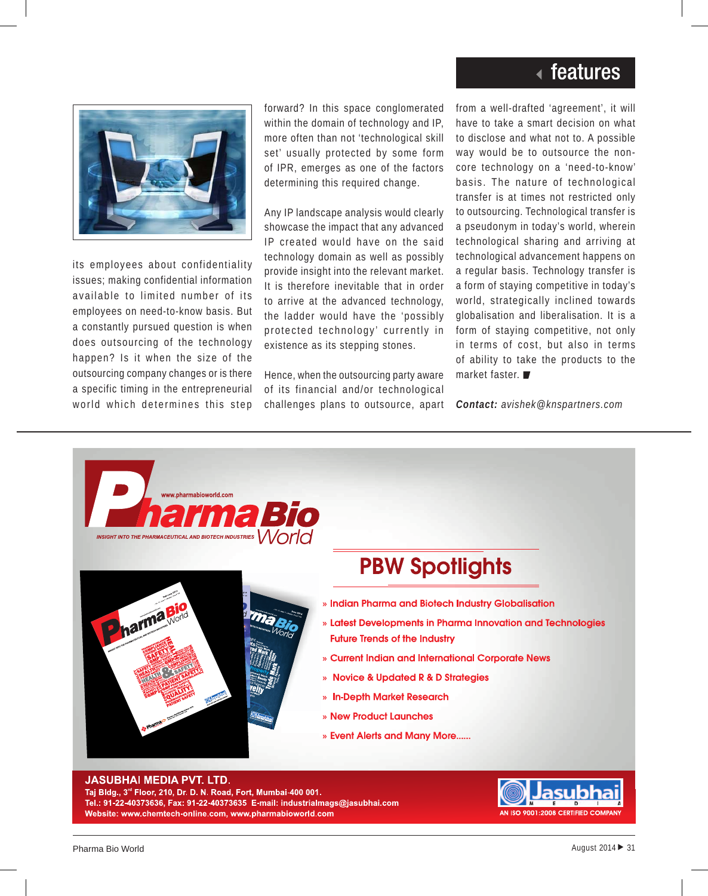its employees about confidentiality issues; making confidential information available to limited number of its employees on need-to-know basis. But a constantly pursued question is when does outsourcing of the technology happen? Is it when the size of the outsourcing company changes or is there a specific timing in the entrepreneurial world which determines this step forward? In this space conglomerated within the domain of technology and IP, more often than not 'technological skill set' usually protected by some form of IPR, emerges as one of the factors determining this required change.

Any IP landscape analysis would clearly showcase the impact that any advanced IP created would have on the said technology domain as well as possibly provide insight into the relevant market. It is therefore inevitable that in order to arrive at the advanced technology, the ladder would have the 'possibly protected technology' currently in existence as its stepping stones.

Hence, when the outsourcing party aware of its financial and/or technological challenges plans to outsource, apart from a well-drafted 'agreement', it will have to take a smart decision on what to disclose and what not to. A possible way would be to outsource the non-core technology on a 'need-to-know' basis. The nature of technological transfer is at times not restricted only to outsourcing. Technological transfer is a pseudonym in today's world, wherein technological sharing and arriving at technological advancement happens on a regular basis. Technology transfer is a form of staying competitive in today's world, strategically inclined towards globalisation and liberalisation. It is a form of staying competitive, not only in terms of cost, but also in terms of ability to take the products to the market faster. ■

***Contact:*** *avishek@knspartners.com*

---

www.pharmabioworld.com

# PharmaBio World

INSIGHT INTO THE PHARMACEUTICAL AND BIOTECH INDUSTRIES

## PBW Spotlights

- » Indian Pharma and Biotech Industry Globalisation
- » Latest Developments in Pharma Innovation and Technologies Future Trends of the Industry
- » Current Indian and International Corporate News
- » Novice & Updated R & D Strategies
- » In-Depth Market Research
- » New Product Launches
- » Event Alerts and Many More......

**JASUBHAI MEDIA PVT. LTD.**
**Taj Bldg., 3rd Floor, 210, Dr. D. N. Road, Fort, Mumbai-400 001.**
**Tel.: 91-22-40373636, Fax: 91-22-40373635 E-mail: industrialmags@jasubhai.com**
**Website: www.chemtech-online.com, www.pharmabioworld.com**

Jasubhai MEDIA
AN ISO 9001:2008 CERTIFIED COMPANY